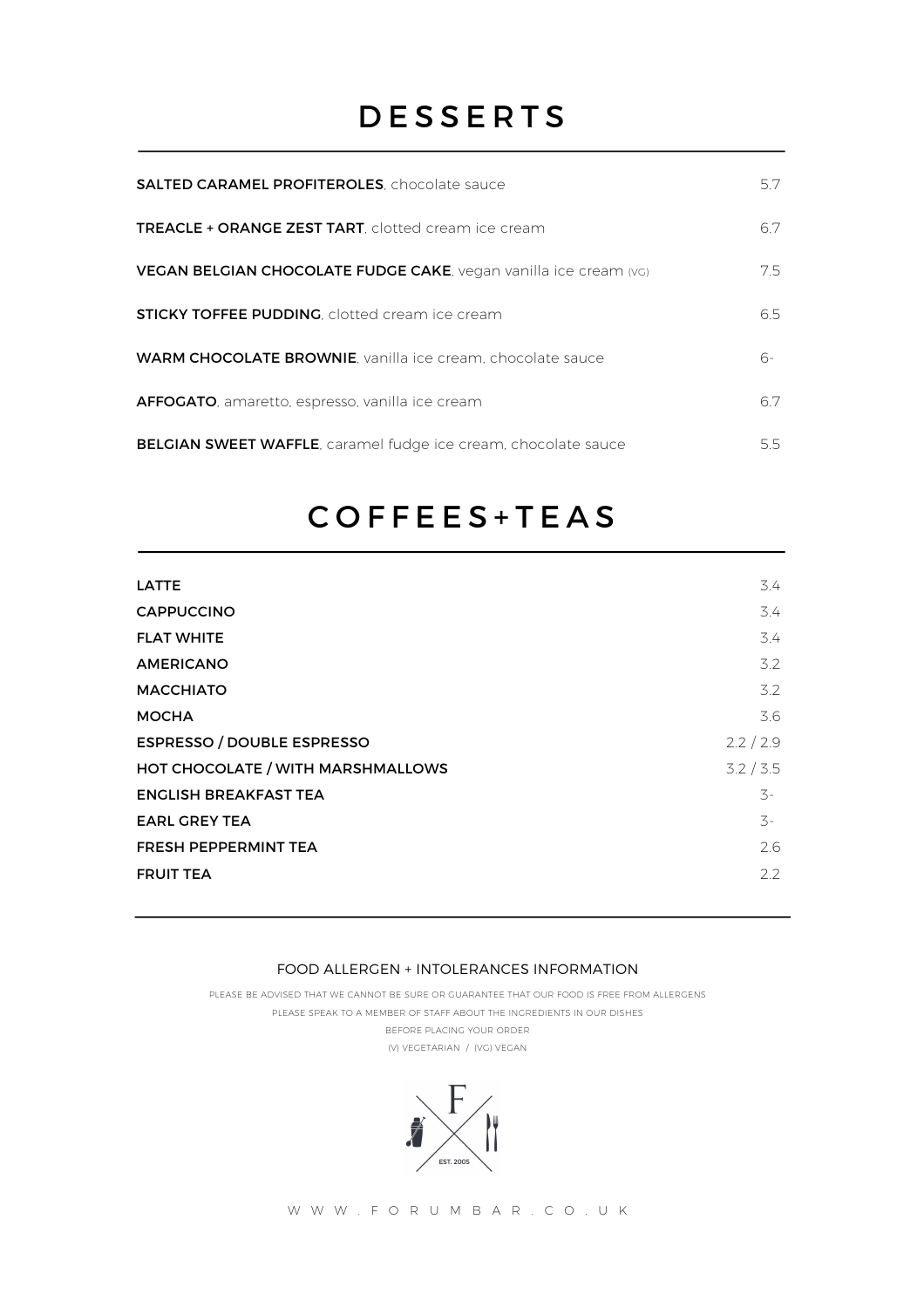# DESSERTS

| Item | Price |
|---|---|
| **SALTED CARAMEL PROFITEROLES**, chocolate sauce | 5.7 |
| **TREACLE + ORANGE ZEST TART**, clotted cream ice cream | 6.7 |
| **VEGAN BELGIAN CHOCOLATE FUDGE CAKE**, vegan vanilla ice cream (VG) | 7.5 |
| **STICKY TOFFEE PUDDING**, clotted cream ice cream | 6.5 |
| **WARM CHOCOLATE BROWNIE**, vanilla ice cream, chocolate sauce | 6- |
| **AFFOGATO**, amaretto, espresso, vanilla ice cream | 6.7 |
| **BELGIAN SWEET WAFFLE**, caramel fudge ice cream, chocolate sauce | 5.5 |

# COFFEES+TEAS

| Item | Price |
|---|---|
| **LATTE** | 3.4 |
| **CAPPUCCINO** | 3.4 |
| **FLAT WHITE** | 3.4 |
| **AMERICANO** | 3.2 |
| **MACCHIATO** | 3.2 |
| **MOCHA** | 3.6 |
| **ESPRESSO / DOUBLE ESPRESSO** | 2.2 / 2.9 |
| **HOT CHOCOLATE / WITH MARSHMALLOWS** | 3.2 / 3.5 |
| **ENGLISH BREAKFAST TEA** | 3- |
| **EARL GREY TEA** | 3- |
| **FRESH PEPPERMINT TEA** | 2.6 |
| **FRUIT TEA** | 2.2 |

FOOD ALLERGEN + INTOLERANCES INFORMATION

PLEASE BE ADVISED THAT WE CANNOT BE SURE OR GUARANTEE THAT OUR FOOD IS FREE FROM ALLERGENS
PLEASE SPEAK TO A MEMBER OF STAFF ABOUT THE INGREDIENTS IN OUR DISHES
BEFORE PLACING YOUR ORDER
(V) VEGETARIAN / (VG) VEGAN

F
EST. 2005

WWW.FORUMBAR.CO.UK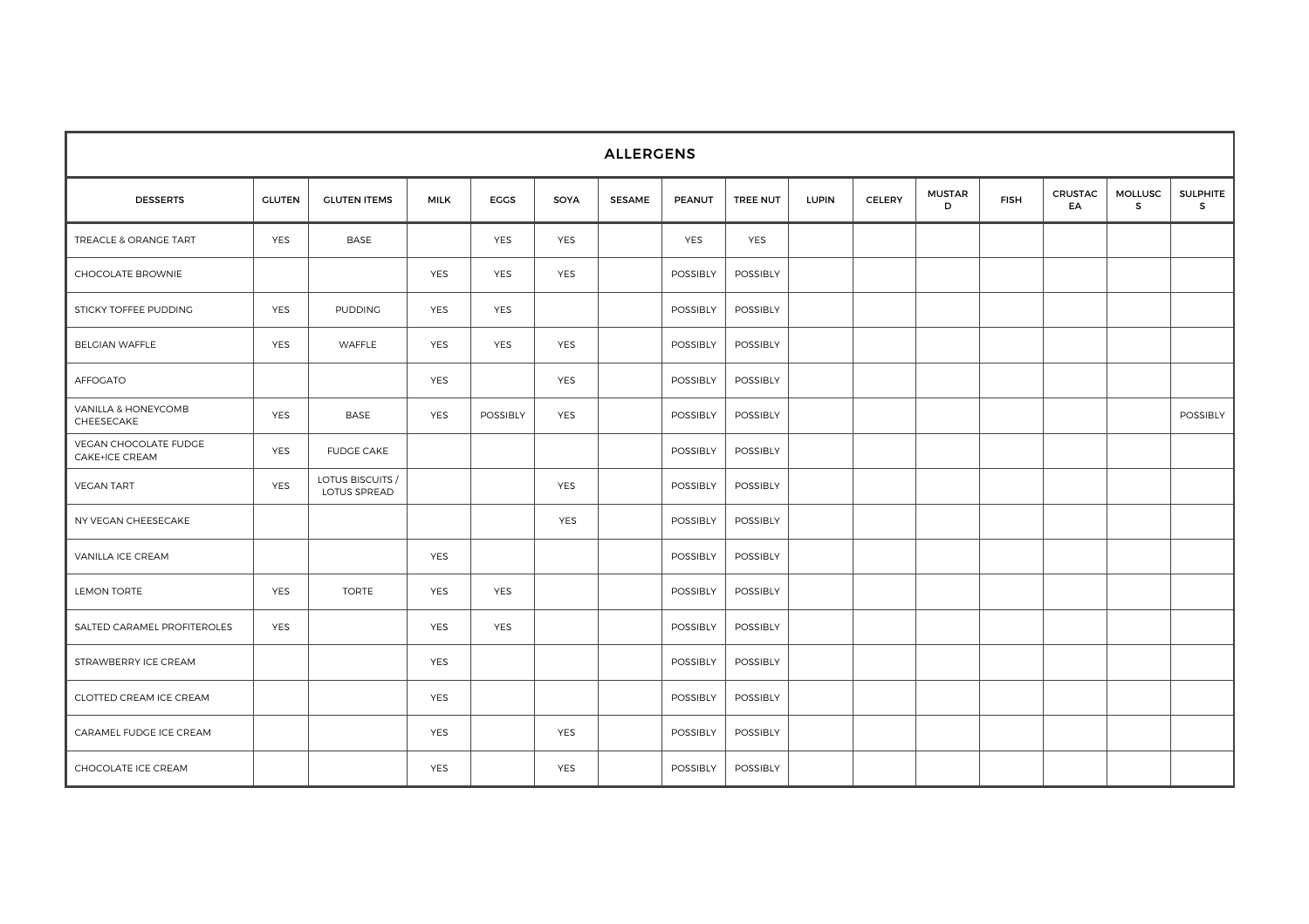## ALLERGENS

| DESSERTS | GLUTEN | GLUTEN ITEMS | MILK | EGGS | SOYA | SESAME | PEANUT | TREE NUT | LUPIN | CELERY | MUSTARD | FISH | CRUSTACEA | MOLLUSCS | SULPHITES |
|---|---|---|---|---|---|---|---|---|---|---|---|---|---|---|---|
| TREACLE & ORANGE TART | YES | BASE | | YES | YES | | YES | YES | | | | | | | |
| CHOCOLATE BROWNIE | | | YES | YES | YES | | POSSIBLY | POSSIBLY | | | | | | | |
| STICKY TOFFEE PUDDING | YES | PUDDING | YES | YES | | | POSSIBLY | POSSIBLY | | | | | | | |
| BELGIAN WAFFLE | YES | WAFFLE | YES | YES | YES | | POSSIBLY | POSSIBLY | | | | | | | |
| AFFOGATO | | | YES | | YES | | POSSIBLY | POSSIBLY | | | | | | | |
| VANILLA & HONEYCOMB CHEESECAKE | YES | BASE | YES | POSSIBLY | YES | | POSSIBLY | POSSIBLY | | | | | | | POSSIBLY |
| VEGAN CHOCOLATE FUDGE CAKE+ICE CREAM | YES | FUDGE CAKE | | | | | POSSIBLY | POSSIBLY | | | | | | | |
| VEGAN TART | YES | LOTUS BISCUITS / LOTUS SPREAD | | | YES | | POSSIBLY | POSSIBLY | | | | | | | |
| NY VEGAN CHEESECAKE | | | | | YES | | POSSIBLY | POSSIBLY | | | | | | | |
| VANILLA ICE CREAM | | | YES | | | | POSSIBLY | POSSIBLY | | | | | | | |
| LEMON TORTE | YES | TORTE | YES | YES | | | POSSIBLY | POSSIBLY | | | | | | | |
| SALTED CARAMEL PROFITEROLES | YES | | YES | YES | | | POSSIBLY | POSSIBLY | | | | | | | |
| STRAWBERRY ICE CREAM | | | YES | | | | POSSIBLY | POSSIBLY | | | | | | | |
| CLOTTED CREAM ICE CREAM | | | YES | | | | POSSIBLY | POSSIBLY | | | | | | | |
| CARAMEL FUDGE ICE CREAM | | | YES | | YES | | POSSIBLY | POSSIBLY | | | | | | | |
| CHOCOLATE ICE CREAM | | | YES | | YES | | POSSIBLY | POSSIBLY | | | | | | | |